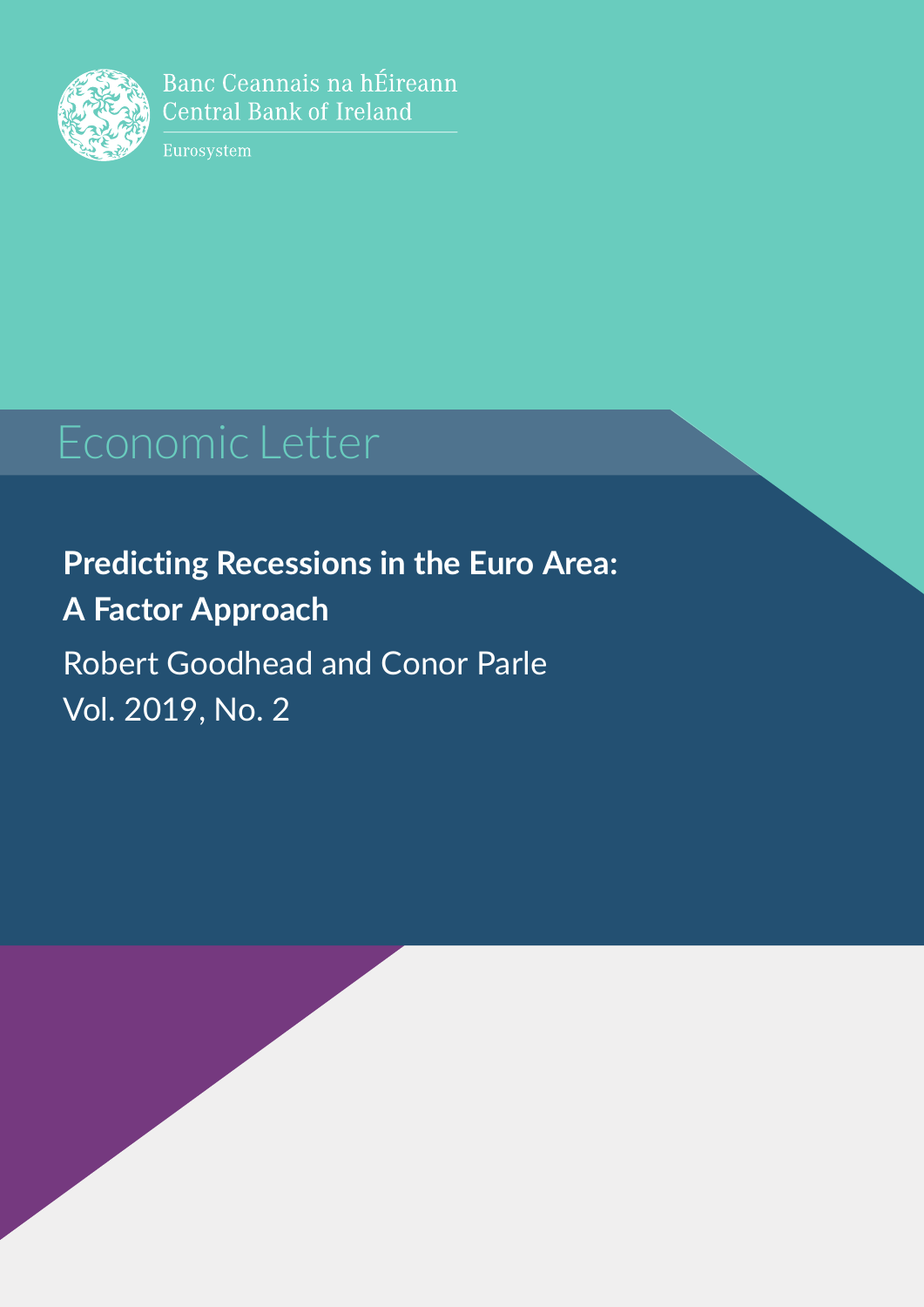Banc Ceannais na hÉireann
Central Bank of Ireland

Eurosystem

# Economic Letter

## Predicting Recessions in the Euro Area: A Factor Approach

Robert Goodhead and Conor Parle

Vol. 2019, No. 2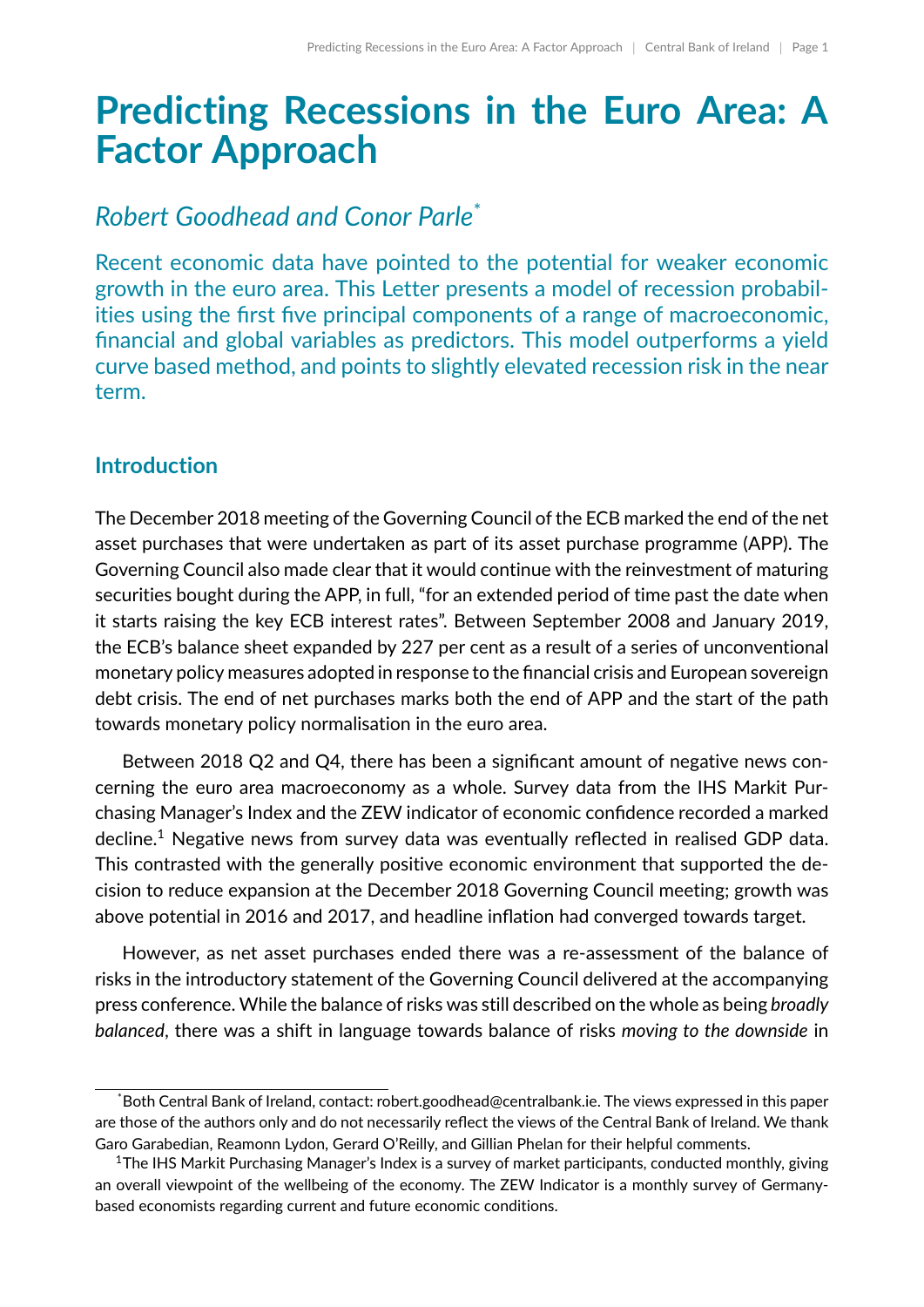# Predicting Recessions in the Euro Area: A Factor Approach

*Robert Goodhead and Conor Parle*[*]

Recent economic data have pointed to the potential for weaker economic growth in the euro area. This Letter presents a model of recession probabilities using the first five principal components of a range of macroeconomic, financial and global variables as predictors. This model outperforms a yield curve based method, and points to slightly elevated recession risk in the near term.

## Introduction

The December 2018 meeting of the Governing Council of the ECB marked the end of the net asset purchases that were undertaken as part of its asset purchase programme (APP). The Governing Council also made clear that it would continue with the reinvestment of maturing securities bought during the APP, in full, "for an extended period of time past the date when it starts raising the key ECB interest rates". Between September 2008 and January 2019, the ECB's balance sheet expanded by 227 per cent as a result of a series of unconventional monetary policy measures adopted in response to the financial crisis and European sovereign debt crisis. The end of net purchases marks both the end of APP and the start of the path towards monetary policy normalisation in the euro area.

Between 2018 Q2 and Q4, there has been a significant amount of negative news concerning the euro area macroeconomy as a whole. Survey data from the IHS Markit Purchasing Manager's Index and the ZEW indicator of economic confidence recorded a marked decline.[1] Negative news from survey data was eventually reflected in realised GDP data. This contrasted with the generally positive economic environment that supported the decision to reduce expansion at the December 2018 Governing Council meeting; growth was above potential in 2016 and 2017, and headline inflation had converged towards target.

However, as net asset purchases ended there was a re-assessment of the balance of risks in the introductory statement of the Governing Council delivered at the accompanying press conference. While the balance of risks was still described on the whole as being *broadly balanced*, there was a shift in language towards balance of risks *moving to the downside* in

[*] Both Central Bank of Ireland, contact: robert.goodhead@centralbank.ie. The views expressed in this paper are those of the authors only and do not necessarily reflect the views of the Central Bank of Ireland. We thank Garo Garabedian, Reamonn Lydon, Gerard O'Reilly, and Gillian Phelan for their helpful comments.

[1] The IHS Markit Purchasing Manager's Index is a survey of market participants, conducted monthly, giving an overall viewpoint of the wellbeing of the economy. The ZEW Indicator is a monthly survey of Germany-based economists regarding current and future economic conditions.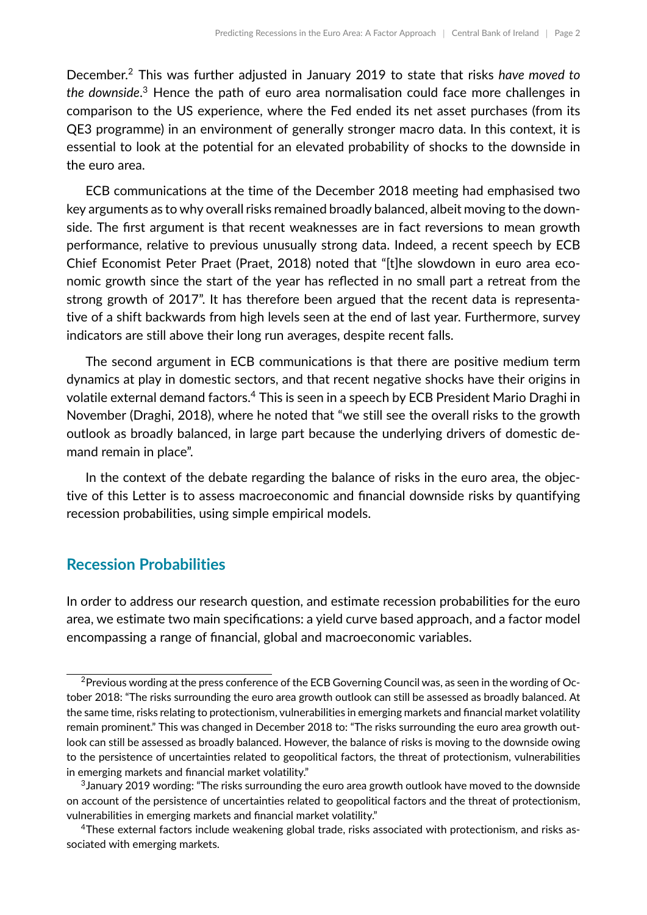December.[2] This was further adjusted in January 2019 to state that risks *have moved to the downside*.[3] Hence the path of euro area normalisation could face more challenges in comparison to the US experience, where the Fed ended its net asset purchases (from its QE3 programme) in an environment of generally stronger macro data. In this context, it is essential to look at the potential for an elevated probability of shocks to the downside in the euro area.

ECB communications at the time of the December 2018 meeting had emphasised two key arguments as to why overall risks remained broadly balanced, albeit moving to the downside. The first argument is that recent weaknesses are in fact reversions to mean growth performance, relative to previous unusually strong data. Indeed, a recent speech by ECB Chief Economist Peter Praet (Praet, 2018) noted that "[t]he slowdown in euro area economic growth since the start of the year has reflected in no small part a retreat from the strong growth of 2017". It has therefore been argued that the recent data is representative of a shift backwards from high levels seen at the end of last year. Furthermore, survey indicators are still above their long run averages, despite recent falls.

The second argument in ECB communications is that there are positive medium term dynamics at play in domestic sectors, and that recent negative shocks have their origins in volatile external demand factors.[4] This is seen in a speech by ECB President Mario Draghi in November (Draghi, 2018), where he noted that "we still see the overall risks to the growth outlook as broadly balanced, in large part because the underlying drivers of domestic demand remain in place".

In the context of the debate regarding the balance of risks in the euro area, the objective of this Letter is to assess macroeconomic and financial downside risks by quantifying recession probabilities, using simple empirical models.

## Recession Probabilities

In order to address our research question, and estimate recession probabilities for the euro area, we estimate two main specifications: a yield curve based approach, and a factor model encompassing a range of financial, global and macroeconomic variables.

---

[2] Previous wording at the press conference of the ECB Governing Council was, as seen in the wording of October 2018: "The risks surrounding the euro area growth outlook can still be assessed as broadly balanced. At the same time, risks relating to protectionism, vulnerabilities in emerging markets and financial market volatility remain prominent." This was changed in December 2018 to: "The risks surrounding the euro area growth outlook can still be assessed as broadly balanced. However, the balance of risks is moving to the downside owing to the persistence of uncertainties related to geopolitical factors, the threat of protectionism, vulnerabilities in emerging markets and financial market volatility."

[3] January 2019 wording: "The risks surrounding the euro area growth outlook have moved to the downside on account of the persistence of uncertainties related to geopolitical factors and the threat of protectionism, vulnerabilities in emerging markets and financial market volatility."

[4] These external factors include weakening global trade, risks associated with protectionism, and risks associated with emerging markets.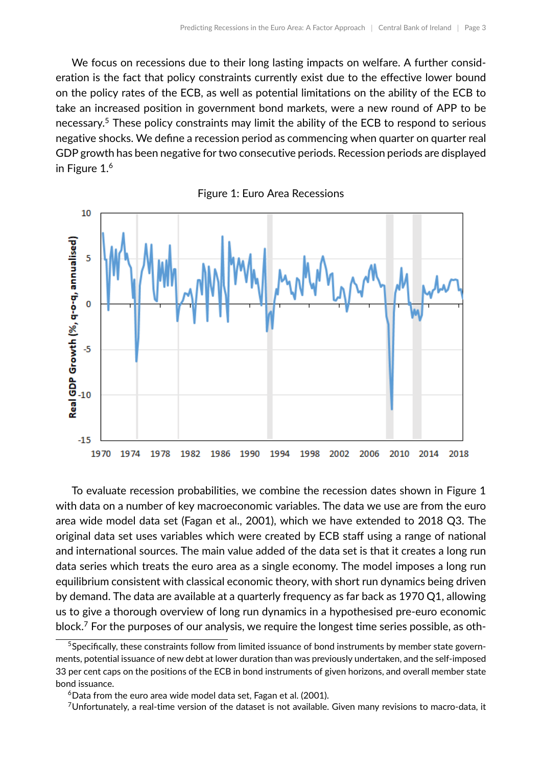We focus on recessions due to their long lasting impacts on welfare. A further consideration is the fact that policy constraints currently exist due to the effective lower bound on the policy rates of the ECB, as well as potential limitations on the ability of the ECB to take an increased position in government bond markets, were a new round of APP to be necessary.[5] These policy constraints may limit the ability of the ECB to respond to serious negative shocks. We define a recession period as commencing when quarter on quarter real GDP growth has been negative for two consecutive periods. Recession periods are displayed in Figure 1.[6]

Figure 1: Euro Area Recessions

To evaluate recession probabilities, we combine the recession dates shown in Figure 1 with data on a number of key macroeconomic variables. The data we use are from the euro area wide model data set (Fagan et al., 2001), which we have extended to 2018 Q3. The original data set uses variables which were created by ECB staff using a range of national and international sources. The main value added of the data set is that it creates a long run data series which treats the euro area as a single economy. The model imposes a long run equilibrium consistent with classical economic theory, with short run dynamics being driven by demand. The data are available at a quarterly frequency as far back as 1970 Q1, allowing us to give a thorough overview of long run dynamics in a hypothesised pre-euro economic block.[7] For the purposes of our analysis, we require the longest time series possible, as oth-

[5] Specifically, these constraints follow from limited issuance of bond instruments by member state governments, potential issuance of new debt at lower duration than was previously undertaken, and the self-imposed 33 per cent caps on the positions of the ECB in bond instruments of given horizons, and overall member state bond issuance.

[6] Data from the euro area wide model data set, Fagan et al. (2001).

[7] Unfortunately, a real-time version of the dataset is not available. Given many revisions to macro-data, it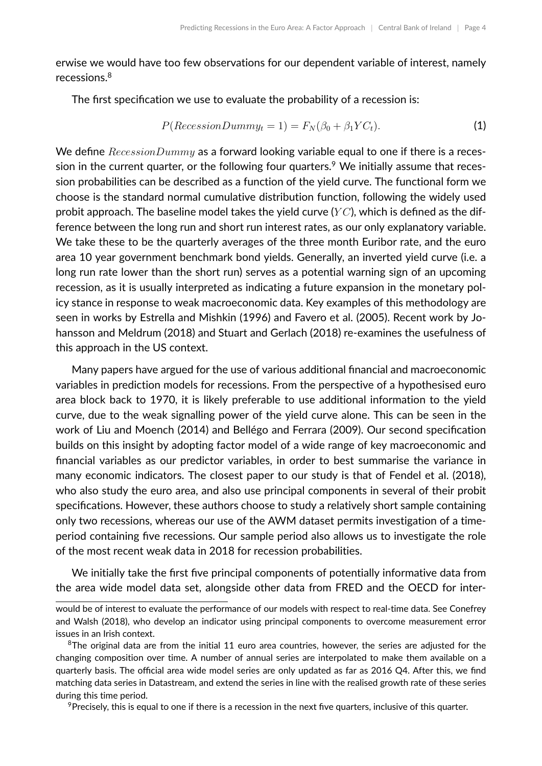erwise we would have too few observations for our dependent variable of interest, namely recessions.[8]

The first specification we use to evaluate the probability of a recession is:

$$P(RecessionDummy_t = 1) = F_N(\beta_0 + \beta_1 YC_t). \tag{1}$$

We define $RecessionDummy$ as a forward looking variable equal to one if there is a recession in the current quarter, or the following four quarters.[9] We initially assume that recession probabilities can be described as a function of the yield curve. The functional form we choose is the standard normal cumulative distribution function, following the widely used probit approach. The baseline model takes the yield curve ($YC$), which is defined as the difference between the long run and short run interest rates, as our only explanatory variable. We take these to be the quarterly averages of the three month Euribor rate, and the euro area 10 year government benchmark bond yields. Generally, an inverted yield curve (i.e. a long run rate lower than the short run) serves as a potential warning sign of an upcoming recession, as it is usually interpreted as indicating a future expansion in the monetary policy stance in response to weak macroeconomic data. Key examples of this methodology are seen in works by Estrella and Mishkin (1996) and Favero et al. (2005). Recent work by Johansson and Meldrum (2018) and Stuart and Gerlach (2018) re-examines the usefulness of this approach in the US context.

Many papers have argued for the use of various additional financial and macroeconomic variables in prediction models for recessions. From the perspective of a hypothesised euro area block back to 1970, it is likely preferable to use additional information to the yield curve, due to the weak signalling power of the yield curve alone. This can be seen in the work of Liu and Moench (2014) and Bellégo and Ferrara (2009). Our second specification builds on this insight by adopting factor model of a wide range of key macroeconomic and financial variables as our predictor variables, in order to best summarise the variance in many economic indicators. The closest paper to our study is that of Fendel et al. (2018), who also study the euro area, and also use principal components in several of their probit specifications. However, these authors choose to study a relatively short sample containing only two recessions, whereas our use of the AWM dataset permits investigation of a time-period containing five recessions. Our sample period also allows us to investigate the role of the most recent weak data in 2018 for recession probabilities.

We initially take the first five principal components of potentially informative data from the area wide model data set, alongside other data from FRED and the OECD for inter-

---

would be of interest to evaluate the performance of our models with respect to real-time data. See Conefrey and Walsh (2018), who develop an indicator using principal components to overcome measurement error issues in an Irish context.

[8] The original data are from the initial 11 euro area countries, however, the series are adjusted for the changing composition over time. A number of annual series are interpolated to make them available on a quarterly basis. The official area wide model series are only updated as far as 2016 Q4. After this, we find matching data series in Datastream, and extend the series in line with the realised growth rate of these series during this time period.

[9] Precisely, this is equal to one if there is a recession in the next five quarters, inclusive of this quarter.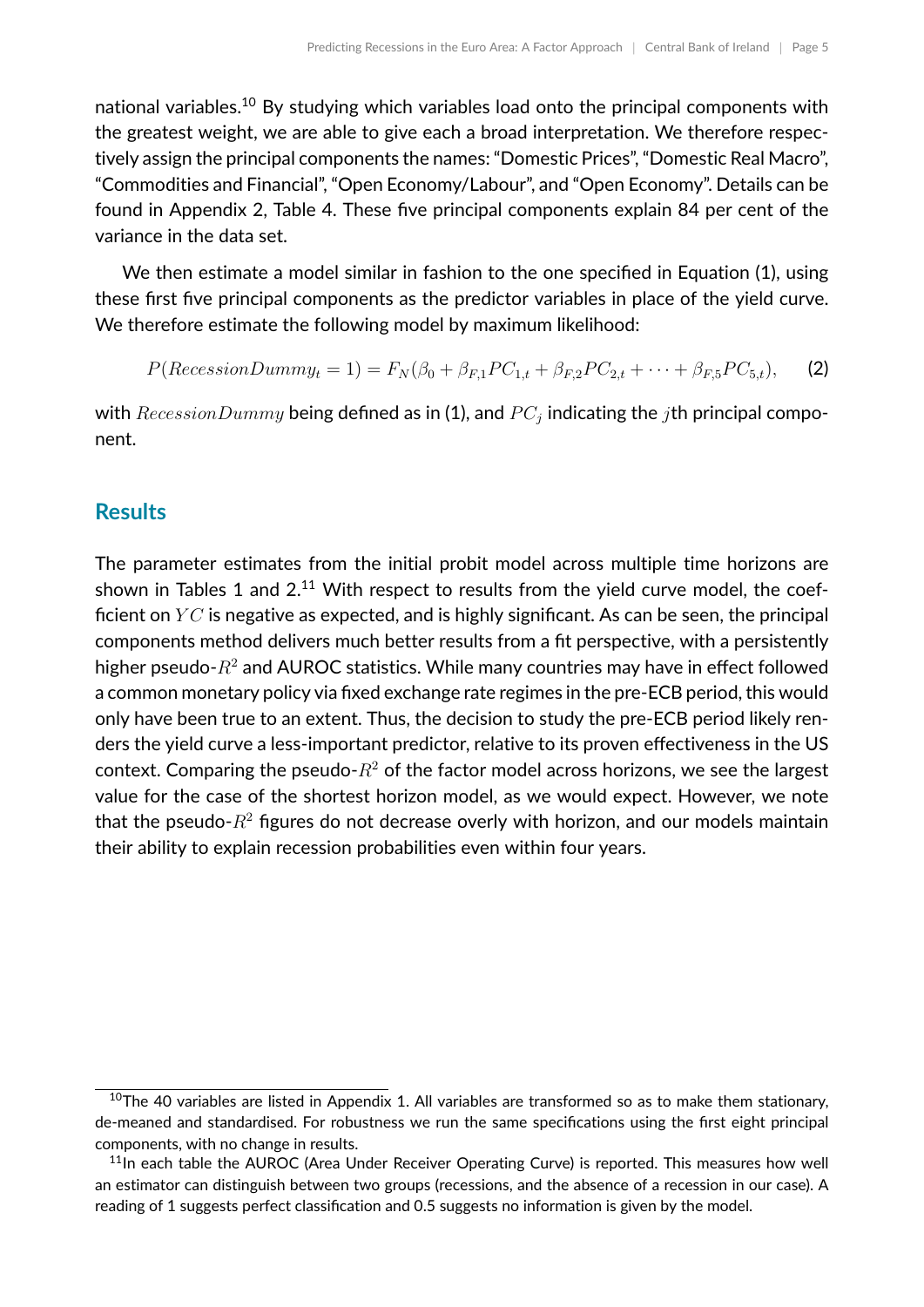national variables.[10] By studying which variables load onto the principal components with the greatest weight, we are able to give each a broad interpretation. We therefore respectively assign the principal components the names: "Domestic Prices", "Domestic Real Macro", "Commodities and Financial", "Open Economy/Labour", and "Open Economy". Details can be found in Appendix 2, Table 4. These five principal components explain 84 per cent of the variance in the data set.

We then estimate a model similar in fashion to the one specified in Equation (1), using these first five principal components as the predictor variables in place of the yield curve. We therefore estimate the following model by maximum likelihood:

$$P(RecessionDummy_t = 1) = F_N(\beta_0 + \beta_{F,1}PC_{1,t} + \beta_{F,2}PC_{2,t} + \cdots + \beta_{F,5}PC_{5,t}), \quad (2)$$

with $RecessionDummy$ being defined as in (1), and $PC_j$ indicating the $j$th principal component.

## Results

The parameter estimates from the initial probit model across multiple time horizons are shown in Tables 1 and 2.[11] With respect to results from the yield curve model, the coefficient on $YC$ is negative as expected, and is highly significant. As can be seen, the principal components method delivers much better results from a fit perspective, with a persistently higher pseudo-$R^2$ and AUROC statistics. While many countries may have in effect followed a common monetary policy via fixed exchange rate regimes in the pre-ECB period, this would only have been true to an extent. Thus, the decision to study the pre-ECB period likely renders the yield curve a less-important predictor, relative to its proven effectiveness in the US context. Comparing the pseudo-$R^2$ of the factor model across horizons, we see the largest value for the case of the shortest horizon model, as we would expect. However, we note that the pseudo-$R^2$ figures do not decrease overly with horizon, and our models maintain their ability to explain recession probabilities even within four years.

[10] The 40 variables are listed in Appendix 1. All variables are transformed so as to make them stationary, de-meaned and standardised. For robustness we run the same specifications using the first eight principal components, with no change in results.

[11] In each table the AUROC (Area Under Receiver Operating Curve) is reported. This measures how well an estimator can distinguish between two groups (recessions, and the absence of a recession in our case). A reading of 1 suggests perfect classification and 0.5 suggests no information is given by the model.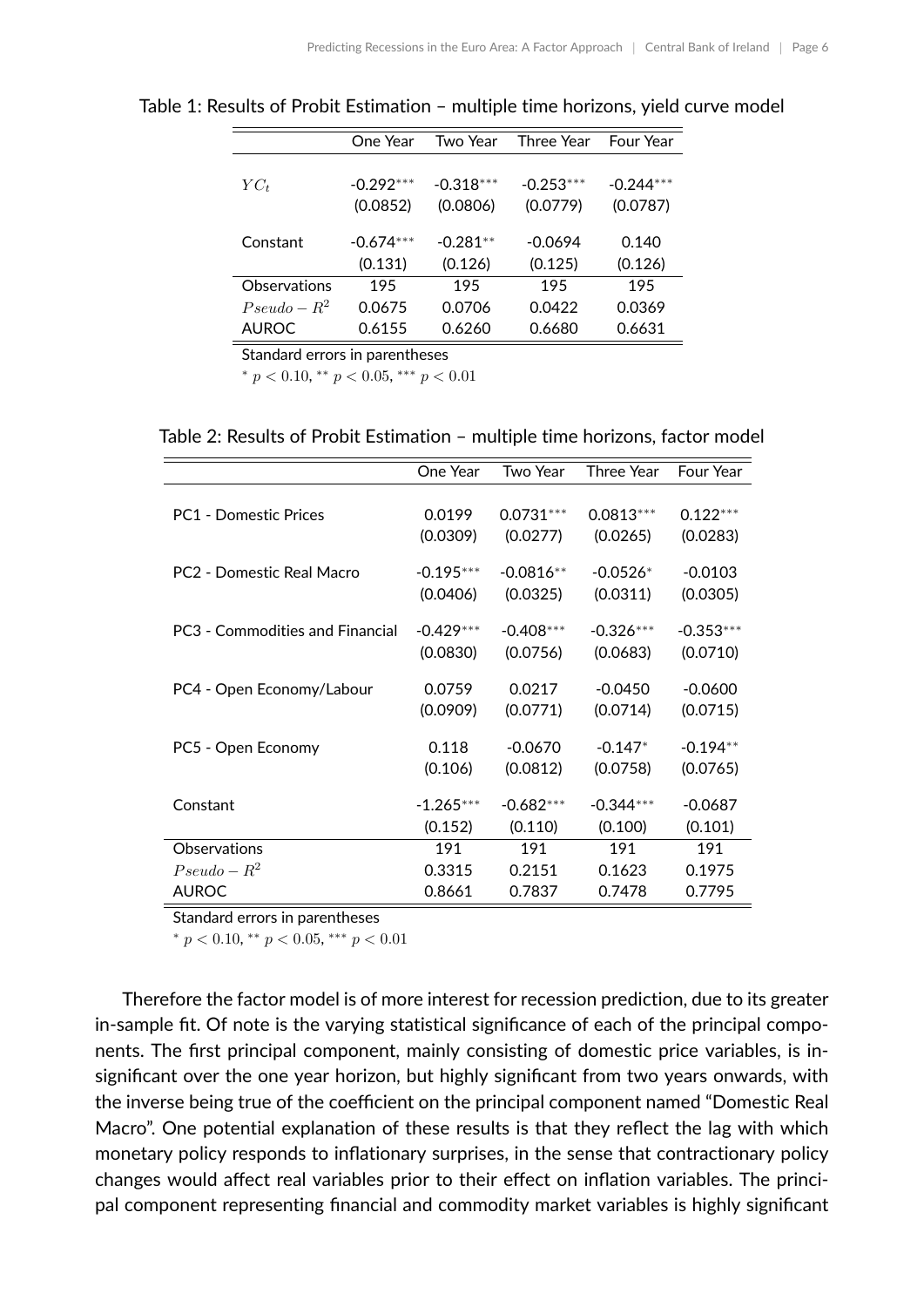Table 1: Results of Probit Estimation – multiple time horizons, yield curve model

| | One Year | Two Year | Three Year | Four Year |
|---|---|---|---|---|
| $YC_t$ | -0.292*** | -0.318*** | -0.253*** | -0.244*** |
| | (0.0852) | (0.0806) | (0.0779) | (0.0787) |
| Constant | -0.674*** | -0.281** | -0.0694 | 0.140 |
| | (0.131) | (0.126) | (0.125) | (0.126) |
| Observations | 195 | 195 | 195 | 195 |
| $Pseudo-R^2$ | 0.0675 | 0.0706 | 0.0422 | 0.0369 |
| AUROC | 0.6155 | 0.6260 | 0.6680 | 0.6631 |

Standard errors in parentheses

$^{*}$ $p < 0.10$, $^{**}$ $p < 0.05$, $^{***}$ $p < 0.01$

Table 2: Results of Probit Estimation – multiple time horizons, factor model

| | One Year | Two Year | Three Year | Four Year |
|---|---|---|---|---|
| PC1 - Domestic Prices | 0.0199 | 0.0731*** | 0.0813*** | 0.122*** |
| | (0.0309) | (0.0277) | (0.0265) | (0.0283) |
| PC2 - Domestic Real Macro | -0.195*** | -0.0816** | -0.0526* | -0.0103 |
| | (0.0406) | (0.0325) | (0.0311) | (0.0305) |
| PC3 - Commodities and Financial | -0.429*** | -0.408*** | -0.326*** | -0.353*** |
| | (0.0830) | (0.0756) | (0.0683) | (0.0710) |
| PC4 - Open Economy/Labour | 0.0759 | 0.0217 | -0.0450 | -0.0600 |
| | (0.0909) | (0.0771) | (0.0714) | (0.0715) |
| PC5 - Open Economy | 0.118 | -0.0670 | -0.147* | -0.194** |
| | (0.106) | (0.0812) | (0.0758) | (0.0765) |
| Constant | -1.265*** | -0.682*** | -0.344*** | -0.0687 |
| | (0.152) | (0.110) | (0.100) | (0.101) |
| Observations | 191 | 191 | 191 | 191 |
| $Pseudo-R^2$ | 0.3315 | 0.2151 | 0.1623 | 0.1975 |
| AUROC | 0.8661 | 0.7837 | 0.7478 | 0.7795 |

Standard errors in parentheses

$^{*}$ $p < 0.10$, $^{**}$ $p < 0.05$, $^{***}$ $p < 0.01$

Therefore the factor model is of more interest for recession prediction, due to its greater in-sample fit. Of note is the varying statistical significance of each of the principal components. The first principal component, mainly consisting of domestic price variables, is insignificant over the one year horizon, but highly significant from two years onwards, with the inverse being true of the coefficient on the principal component named "Domestic Real Macro". One potential explanation of these results is that they reflect the lag with which monetary policy responds to inflationary surprises, in the sense that contractionary policy changes would affect real variables prior to their effect on inflation variables. The principal component representing financial and commodity market variables is highly significant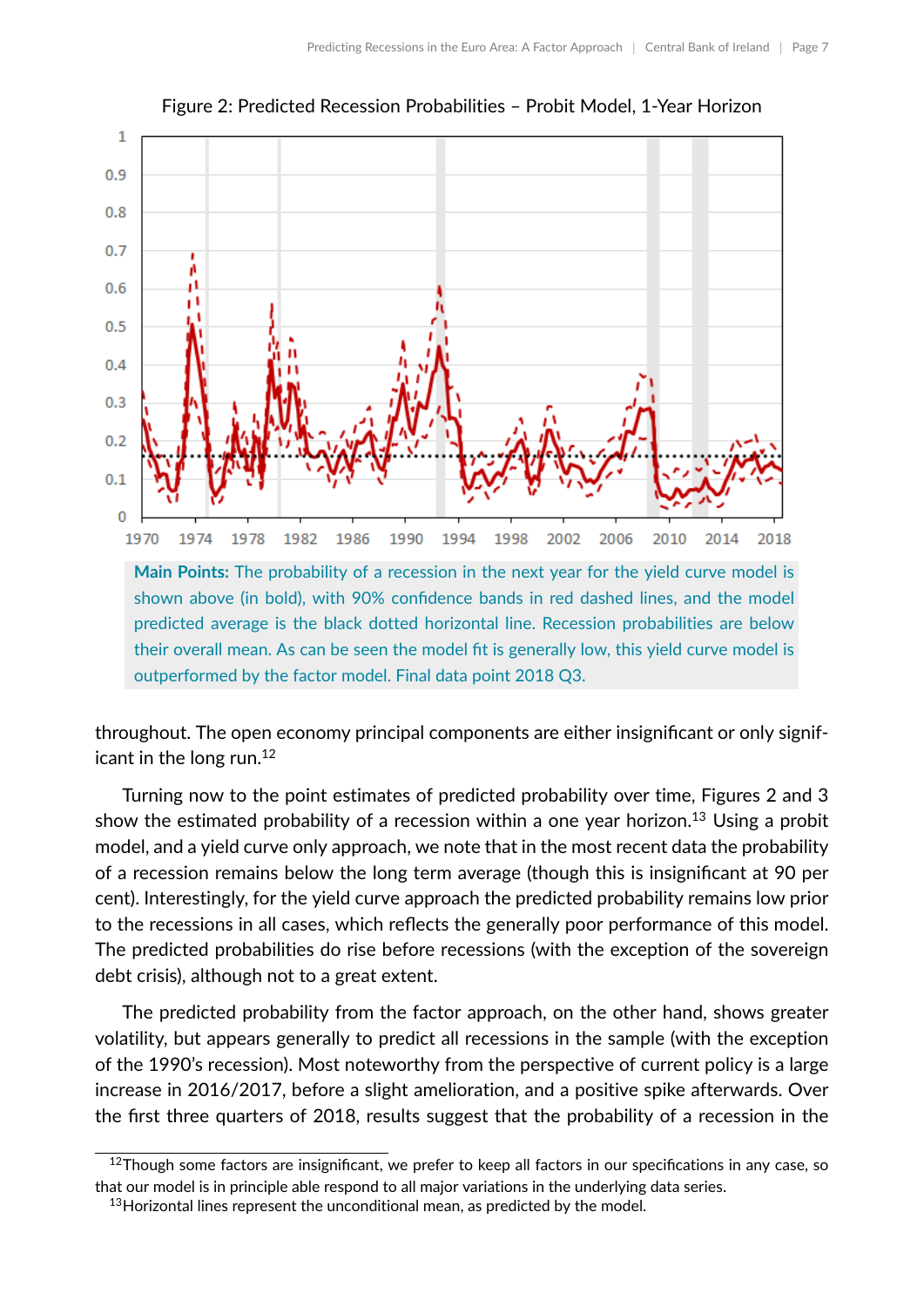Figure 2: Predicted Recession Probabilities – Probit Model, 1-Year Horizon

**Main Points:** The probability of a recession in the next year for the yield curve model is shown above (in bold), with 90% confidence bands in red dashed lines, and the model predicted average is the black dotted horizontal line. Recession probabilities are below their overall mean. As can be seen the model fit is generally low, this yield curve model is outperformed by the factor model. Final data point 2018 Q3.

throughout. The open economy principal components are either insignificant or only significant in the long run.[12]

Turning now to the point estimates of predicted probability over time, Figures 2 and 3 show the estimated probability of a recession within a one year horizon.[13] Using a probit model, and a yield curve only approach, we note that in the most recent data the probability of a recession remains below the long term average (though this is insignificant at 90 per cent). Interestingly, for the yield curve approach the predicted probability remains low prior to the recessions in all cases, which reflects the generally poor performance of this model. The predicted probabilities do rise before recessions (with the exception of the sovereign debt crisis), although not to a great extent.

The predicted probability from the factor approach, on the other hand, shows greater volatility, but appears generally to predict all recessions in the sample (with the exception of the 1990's recession). Most noteworthy from the perspective of current policy is a large increase in 2016/2017, before a slight amelioration, and a positive spike afterwards. Over the first three quarters of 2018, results suggest that the probability of a recession in the

[12] Though some factors are insignificant, we prefer to keep all factors in our specifications in any case, so that our model is in principle able respond to all major variations in the underlying data series.

[13] Horizontal lines represent the unconditional mean, as predicted by the model.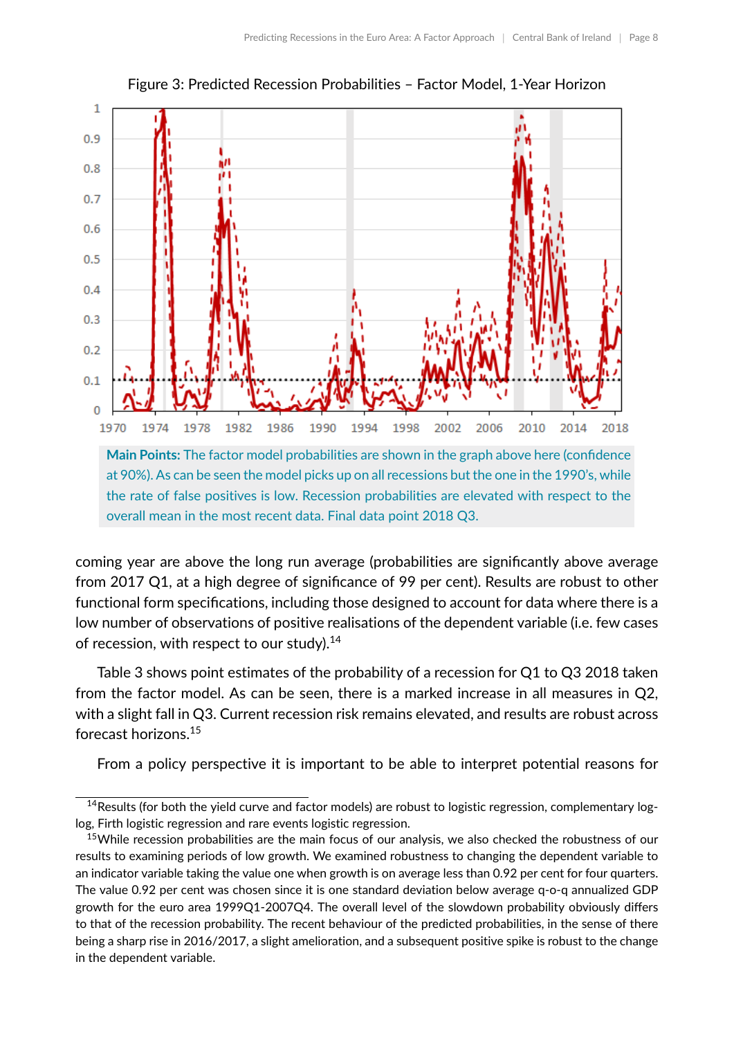Figure 3: Predicted Recession Probabilities – Factor Model, 1-Year Horizon

**Main Points:** The factor model probabilities are shown in the graph above here (confidence at 90%). As can be seen the model picks up on all recessions but the one in the 1990's, while the rate of false positives is low. Recession probabilities are elevated with respect to the overall mean in the most recent data. Final data point 2018 Q3.

coming year are above the long run average (probabilities are significantly above average from 2017 Q1, at a high degree of significance of 99 per cent). Results are robust to other functional form specifications, including those designed to account for data where there is a low number of observations of positive realisations of the dependent variable (i.e. few cases of recession, with respect to our study).[14]

Table 3 shows point estimates of the probability of a recession for Q1 to Q3 2018 taken from the factor model. As can be seen, there is a marked increase in all measures in Q2, with a slight fall in Q3. Current recession risk remains elevated, and results are robust across forecast horizons.[15]

From a policy perspective it is important to be able to interpret potential reasons for

---

[14] Results (for both the yield curve and factor models) are robust to logistic regression, complementary log-log, Firth logistic regression and rare events logistic regression.

[15] While recession probabilities are the main focus of our analysis, we also checked the robustness of our results to examining periods of low growth. We examined robustness to changing the dependent variable to an indicator variable taking the value one when growth is on average less than 0.92 per cent for four quarters. The value 0.92 per cent was chosen since it is one standard deviation below average q-o-q annualized GDP growth for the euro area 1999Q1-2007Q4. The overall level of the slowdown probability obviously differs to that of the recession probability. The recent behaviour of the predicted probabilities, in the sense of there being a sharp rise in 2016/2017, a slight amelioration, and a subsequent positive spike is robust to the change in the dependent variable.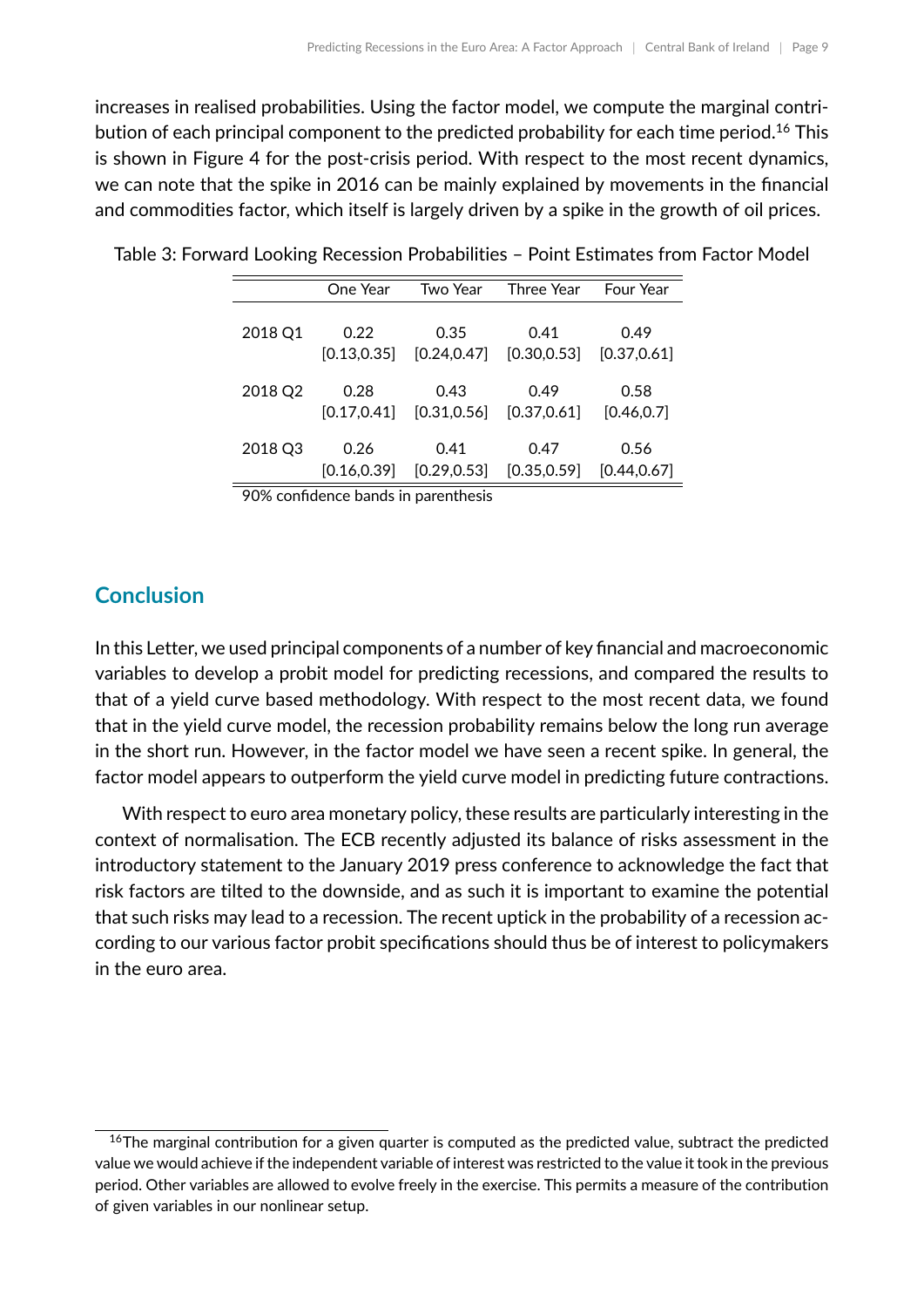increases in realised probabilities. Using the factor model, we compute the marginal contribution of each principal component to the predicted probability for each time period.[16] This is shown in Figure 4 for the post-crisis period. With respect to the most recent dynamics, we can note that the spike in 2016 can be mainly explained by movements in the financial and commodities factor, which itself is largely driven by a spike in the growth of oil prices.

Table 3: Forward Looking Recession Probabilities – Point Estimates from Factor Model

| | One Year | Two Year | Three Year | Four Year |
|---|---|---|---|---|
| 2018 Q1 | 0.22 | 0.35 | 0.41 | 0.49 |
| | [0.13,0.35] | [0.24,0.47] | [0.30,0.53] | [0.37,0.61] |
| 2018 Q2 | 0.28 | 0.43 | 0.49 | 0.58 |
| | [0.17,0.41] | [0.31,0.56] | [0.37,0.61] | [0.46,0.7] |
| 2018 Q3 | 0.26 | 0.41 | 0.47 | 0.56 |
| | [0.16,0.39] | [0.29,0.53] | [0.35,0.59] | [0.44,0.67] |

90% confidence bands in parenthesis

## Conclusion

In this Letter, we used principal components of a number of key financial and macroeconomic variables to develop a probit model for predicting recessions, and compared the results to that of a yield curve based methodology. With respect to the most recent data, we found that in the yield curve model, the recession probability remains below the long run average in the short run. However, in the factor model we have seen a recent spike. In general, the factor model appears to outperform the yield curve model in predicting future contractions.

With respect to euro area monetary policy, these results are particularly interesting in the context of normalisation. The ECB recently adjusted its balance of risks assessment in the introductory statement to the January 2019 press conference to acknowledge the fact that risk factors are tilted to the downside, and as such it is important to examine the potential that such risks may lead to a recession. The recent uptick in the probability of a recession according to our various factor probit specifications should thus be of interest to policymakers in the euro area.

[16] The marginal contribution for a given quarter is computed as the predicted value, subtract the predicted value we would achieve if the independent variable of interest was restricted to the value it took in the previous period. Other variables are allowed to evolve freely in the exercise. This permits a measure of the contribution of given variables in our nonlinear setup.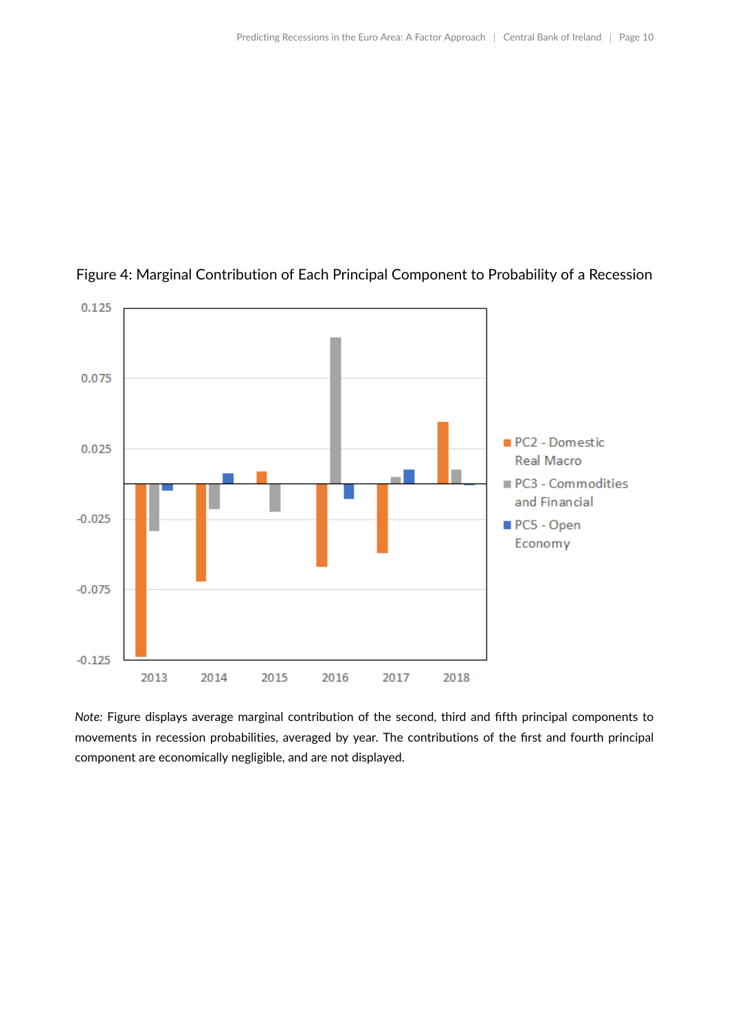Figure 4: Marginal Contribution of Each Principal Component to Probability of a Recession

*Note:* Figure displays average marginal contribution of the second, third and fifth principal components to movements in recession probabilities, averaged by year. The contributions of the first and fourth principal component are economically negligible, and are not displayed.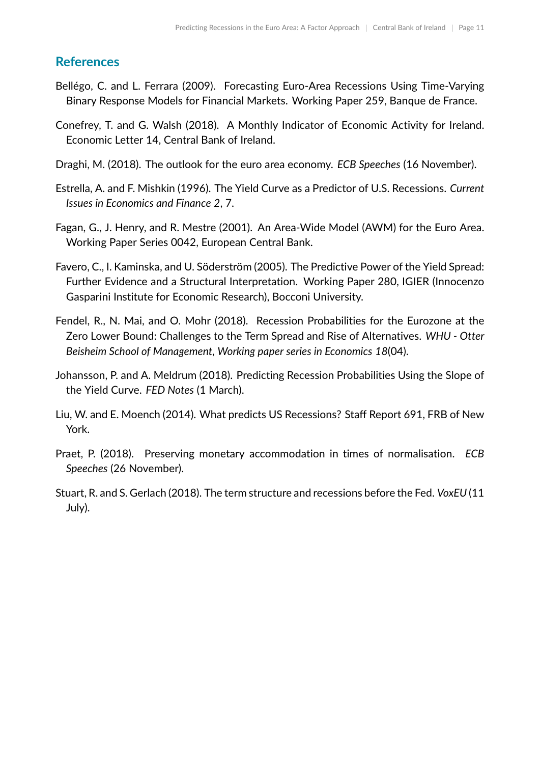## References

Bellégo, C. and L. Ferrara (2009). Forecasting Euro-Area Recessions Using Time-Varying Binary Response Models for Financial Markets. Working Paper 259, Banque de France.

Conefrey, T. and G. Walsh (2018). A Monthly Indicator of Economic Activity for Ireland. Economic Letter 14, Central Bank of Ireland.

Draghi, M. (2018). The outlook for the euro area economy. *ECB Speeches* (16 November).

Estrella, A. and F. Mishkin (1996). The Yield Curve as a Predictor of U.S. Recessions. *Current Issues in Economics and Finance 2*, 7.

Fagan, G., J. Henry, and R. Mestre (2001). An Area-Wide Model (AWM) for the Euro Area. Working Paper Series 0042, European Central Bank.

Favero, C., I. Kaminska, and U. Söderström (2005). The Predictive Power of the Yield Spread: Further Evidence and a Structural Interpretation. Working Paper 280, IGIER (Innocenzo Gasparini Institute for Economic Research), Bocconi University.

Fendel, R., N. Mai, and O. Mohr (2018). Recession Probabilities for the Eurozone at the Zero Lower Bound: Challenges to the Term Spread and Rise of Alternatives. *WHU - Otter Beisheim School of Management*, *Working paper series in Economics 18*(04).

Johansson, P. and A. Meldrum (2018). Predicting Recession Probabilities Using the Slope of the Yield Curve. *FED Notes* (1 March).

Liu, W. and E. Moench (2014). What predicts US Recessions? Staff Report 691, FRB of New York.

Praet, P. (2018). Preserving monetary accommodation in times of normalisation. *ECB Speeches* (26 November).

Stuart, R. and S. Gerlach (2018). The term structure and recessions before the Fed. *VoxEU* (11 July).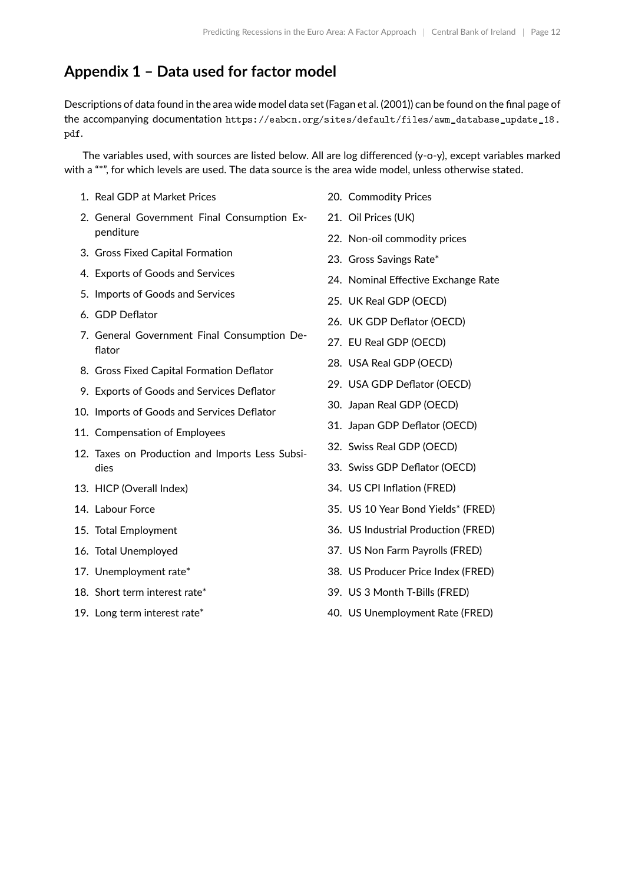## Appendix 1 – Data used for factor model

Descriptions of data found in the area wide model data set (Fagan et al. (2001)) can be found on the final page of the accompanying documentation https://eabcn.org/sites/default/files/awm_database_update_18.pdf.

The variables used, with sources are listed below. All are log differenced (y-o-y), except variables marked with a "*", for which levels are used. The data source is the area wide model, unless otherwise stated.

1. Real GDP at Market Prices
2. General Government Final Consumption Expenditure
3. Gross Fixed Capital Formation
4. Exports of Goods and Services
5. Imports of Goods and Services
6. GDP Deflator
7. General Government Final Consumption Deflator
8. Gross Fixed Capital Formation Deflator
9. Exports of Goods and Services Deflator
10. Imports of Goods and Services Deflator
11. Compensation of Employees
12. Taxes on Production and Imports Less Subsidies
13. HICP (Overall Index)
14. Labour Force
15. Total Employment
16. Total Unemployed
17. Unemployment rate*
18. Short term interest rate*
19. Long term interest rate*
20. Commodity Prices
21. Oil Prices (UK)
22. Non-oil commodity prices
23. Gross Savings Rate*
24. Nominal Effective Exchange Rate
25. UK Real GDP (OECD)
26. UK GDP Deflator (OECD)
27. EU Real GDP (OECD)
28. USA Real GDP (OECD)
29. USA GDP Deflator (OECD)
30. Japan Real GDP (OECD)
31. Japan GDP Deflator (OECD)
32. Swiss Real GDP (OECD)
33. Swiss GDP Deflator (OECD)
34. US CPI Inflation (FRED)
35. US 10 Year Bond Yields* (FRED)
36. US Industrial Production (FRED)
37. US Non Farm Payrolls (FRED)
38. US Producer Price Index (FRED)
39. US 3 Month T-Bills (FRED)
40. US Unemployment Rate (FRED)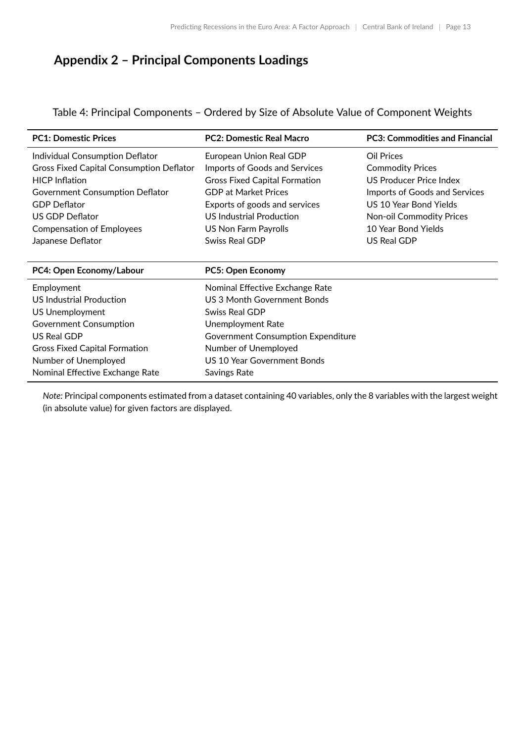## Appendix 2 – Principal Components Loadings

Table 4: Principal Components – Ordered by Size of Absolute Value of Component Weights

| PC1: Domestic Prices | PC2: Domestic Real Macro | PC3: Commodities and Financial |
|---|---|---|
| Individual Consumption Deflator | European Union Real GDP | Oil Prices |
| Gross Fixed Capital Consumption Deflator | Imports of Goods and Services | Commodity Prices |
| HICP Inflation | Gross Fixed Capital Formation | US Producer Price Index |
| Government Consumption Deflator | GDP at Market Prices | Imports of Goods and Services |
| GDP Deflator | Exports of goods and services | US 10 Year Bond Yields |
| US GDP Deflator | US Industrial Production | Non-oil Commodity Prices |
| Compensation of Employees | US Non Farm Payrolls | 10 Year Bond Yields |
| Japanese Deflator | Swiss Real GDP | US Real GDP |
| **PC4: Open Economy/Labour** | **PC5: Open Economy** | |
| Employment | Nominal Effective Exchange Rate | |
| US Industrial Production | US 3 Month Government Bonds | |
| US Unemployment | Swiss Real GDP | |
| Government Consumption | Unemployment Rate | |
| US Real GDP | Government Consumption Expenditure | |
| Gross Fixed Capital Formation | Number of Unemployed | |
| Number of Unemployed | US 10 Year Government Bonds | |
| Nominal Effective Exchange Rate | Savings Rate | |

*Note:* Principal components estimated from a dataset containing 40 variables, only the 8 variables with the largest weight (in absolute value) for given factors are displayed.